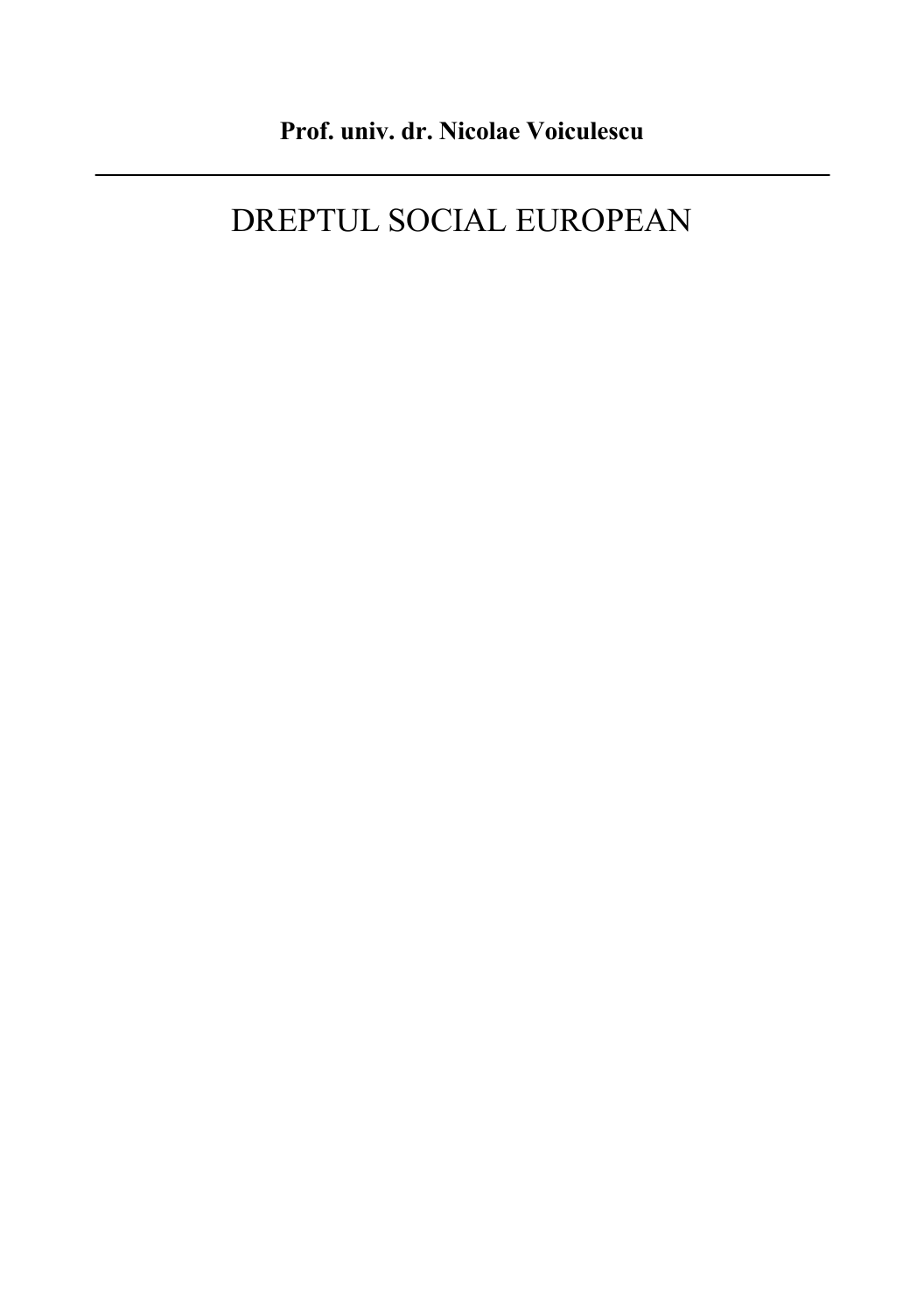**Prof. univ. dr. Nicolae Voiculescu**

---

# DREPTUL SOCIAL EUROPEAN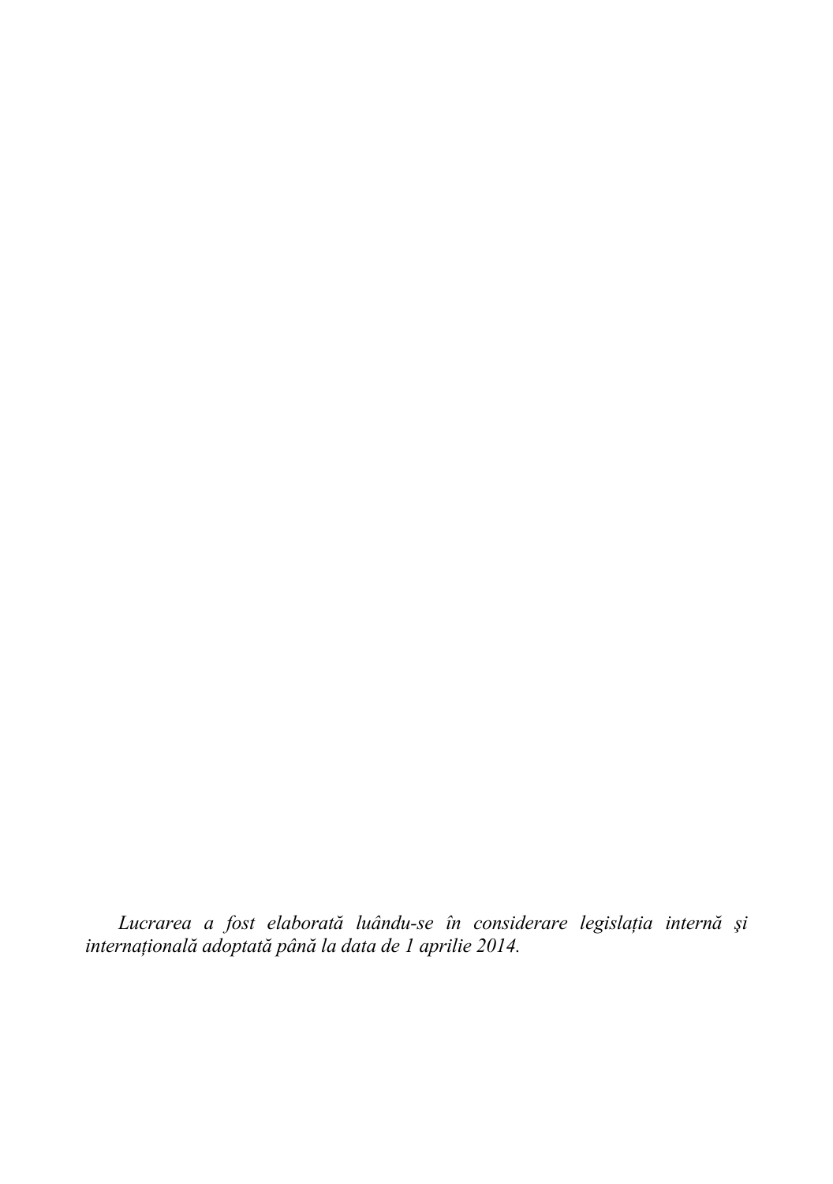*Lucrarea a fost elaborată luându-se în considerare legislația internă şi internațională adoptată până la data de 1 aprilie 2014.*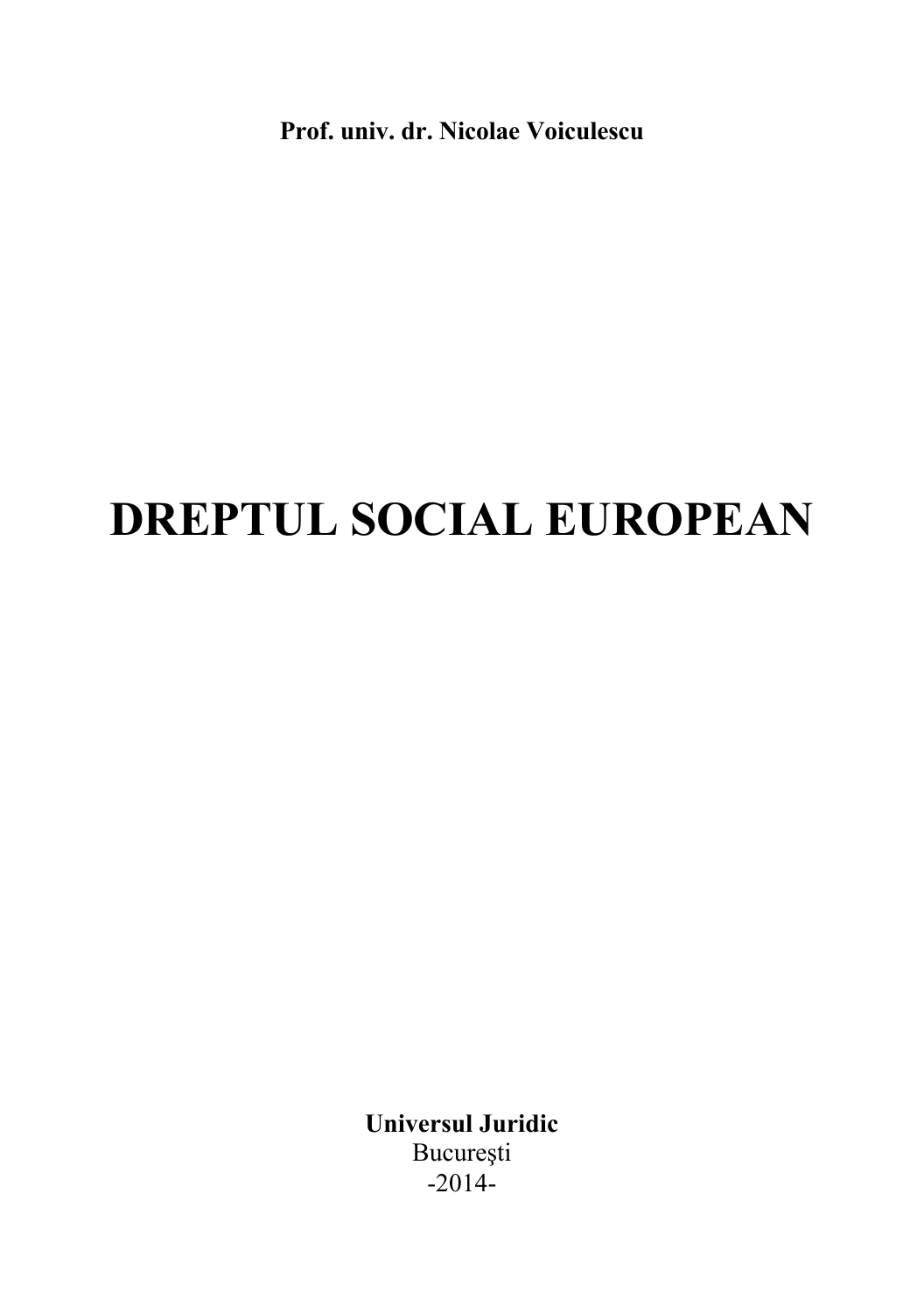**Prof. univ. dr. Nicolae Voiculescu**

# DREPTUL SOCIAL EUROPEAN

**Universul Juridic**
București
-2014-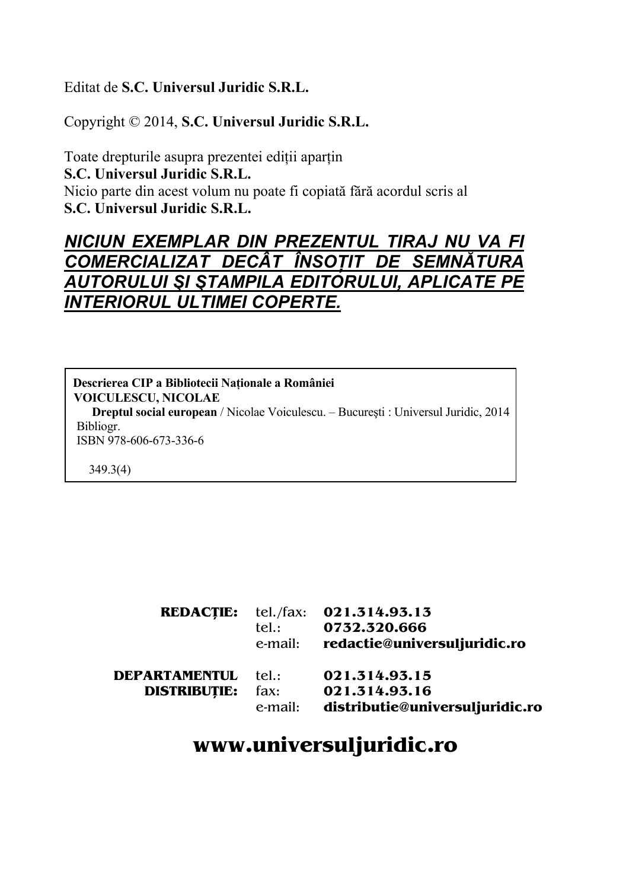Editat de **S.C. Universul Juridic S.R.L.**

Copyright © 2014, **S.C. Universul Juridic S.R.L.**

Toate drepturile asupra prezentei ediții aparțin
**S.C. Universul Juridic S.R.L.**
Nicio parte din acest volum nu poate fi copiată fără acordul scris al
**S.C. Universul Juridic S.R.L.**

***NICIUN EXEMPLAR DIN PREZENTUL TIRAJ NU VA FI COMERCIALIZAT DECÂT ÎNSOȚIT DE SEMNĂTURA AUTORULUI ŞI ŞTAMPILA EDITORULUI, APLICATE PE INTERIORUL ULTIMEI COPERTE.***

**Descrierea CIP a Bibliotecii Naționale a României**
**VOICULESCU, NICOLAE**
**Dreptul social european** / Nicolae Voiculescu. – Bucureşti : Universul Juridic, 2014
Bibliogr.
ISBN 978-606-673-336-6

349.3(4)

| | | |
|---|---|---|
| **REDACȚIE:** | tel./fax: | **021.314.93.13** |
| | tel.: | **0732.320.666** |
| | e-mail: | **redactie@universuljuridic.ro** |
| **DEPARTAMENTUL DISTRIBUȚIE:** | tel.: | **021.314.93.15** |
| | fax: | **021.314.93.16** |
| | e-mail: | **distributie@universuljuridic.ro** |

**www.universuljuridic.ro**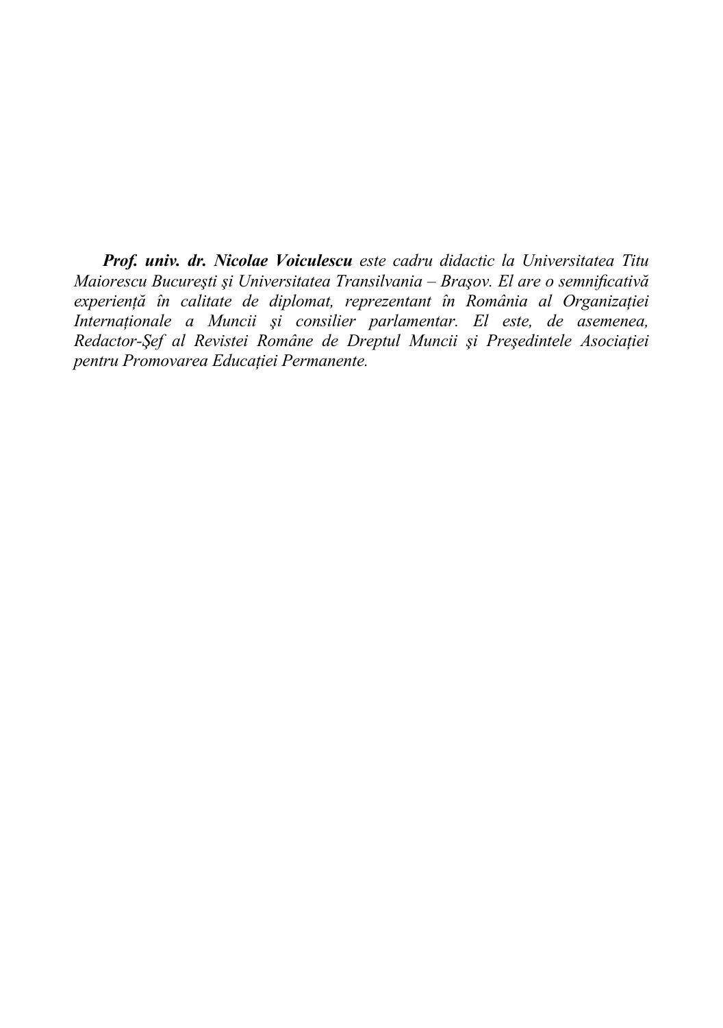***Prof. univ. dr. Nicolae Voiculescu*** *este cadru didactic la Universitatea Titu Maiorescu Bucureşti şi Universitatea Transilvania – Braşov. El are o semnificativă experienţă în calitate de diplomat, reprezentant în România al Organizaţiei Internaţionale a Muncii şi consilier parlamentar. El este, de asemenea, Redactor-Şef al Revistei Române de Dreptul Muncii şi Preşedintele Asociaţiei pentru Promovarea Educaţiei Permanente.*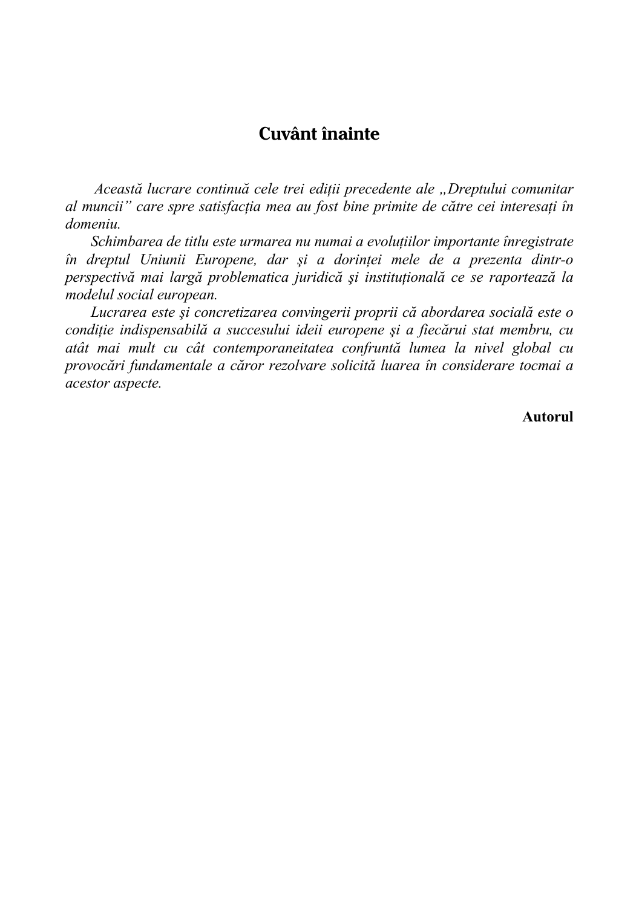## Cuvânt înainte

*Această lucrare continuă cele trei ediții precedente ale „Dreptului comunitar al muncii" care spre satisfacția mea au fost bine primite de către cei interesați în domeniu.*

*Schimbarea de titlu este urmarea nu numai a evoluțiilor importante înregistrate în dreptul Uniunii Europene, dar şi a dorinței mele de a prezenta dintr-o perspectivă mai largă problematica juridică şi instituțională ce se raportează la modelul social european.*

*Lucrarea este şi concretizarea convingerii proprii că abordarea socială este o condiție indispensabilă a succesului ideii europene şi a fiecărui stat membru, cu atât mai mult cu cât contemporaneitatea confruntă lumea la nivel global cu provocări fundamentale a căror rezolvare solicită luarea în considerare tocmai a acestor aspecte.*

**Autorul**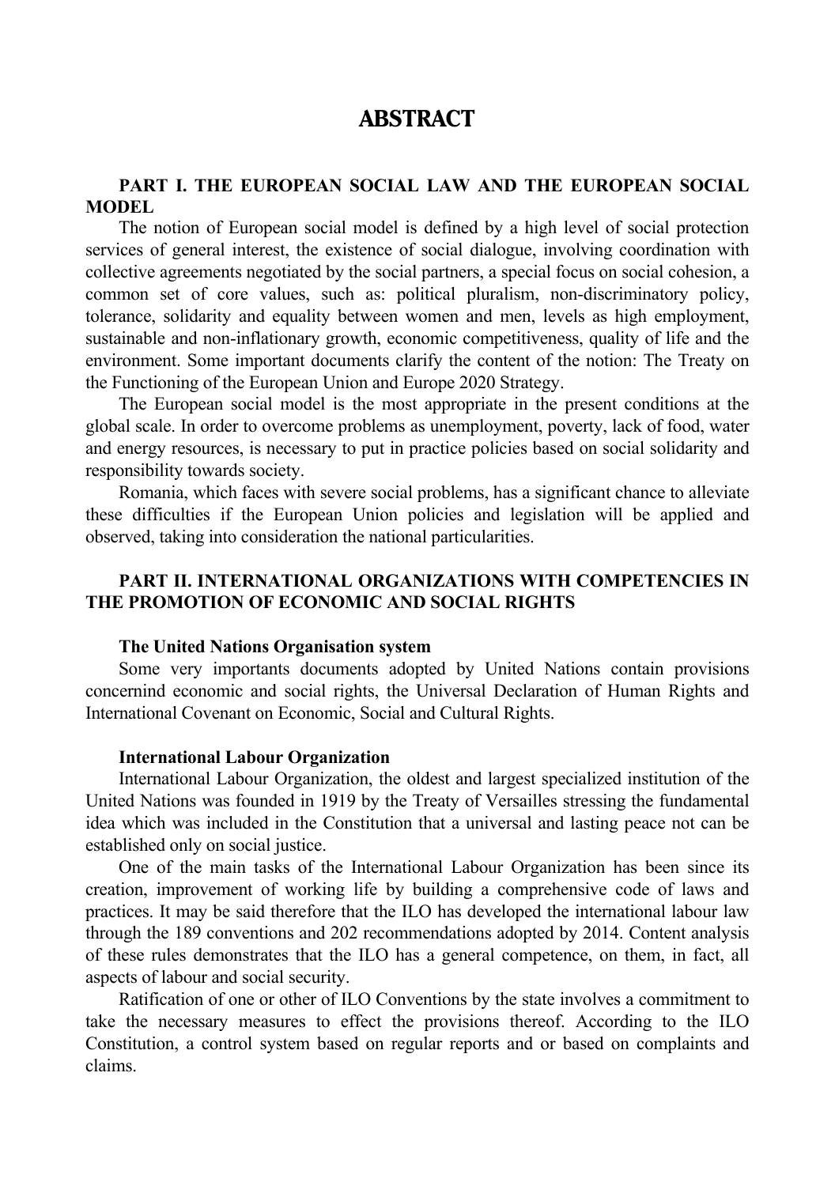# ABSTRACT

## PART I. THE EUROPEAN SOCIAL LAW AND THE EUROPEAN SOCIAL MODEL

The notion of European social model is defined by a high level of social protection services of general interest, the existence of social dialogue, involving coordination with collective agreements negotiated by the social partners, a special focus on social cohesion, a common set of core values, such as: political pluralism, non-discriminatory policy, tolerance, solidarity and equality between women and men, levels as high employment, sustainable and non-inflationary growth, economic competitiveness, quality of life and the environment. Some important documents clarify the content of the notion: The Treaty on the Functioning of the European Union and Europe 2020 Strategy.

The European social model is the most appropriate in the present conditions at the global scale. In order to overcome problems as unemployment, poverty, lack of food, water and energy resources, is necessary to put in practice policies based on social solidarity and responsibility towards society.

Romania, which faces with severe social problems, has a significant chance to alleviate these difficulties if the European Union policies and legislation will be applied and observed, taking into consideration the national particularities.

## PART II. INTERNATIONAL ORGANIZATIONS WITH COMPETENCIES IN THE PROMOTION OF ECONOMIC AND SOCIAL RIGHTS

### The United Nations Organisation system

Some very importants documents adopted by United Nations contain provisions concernind economic and social rights, the Universal Declaration of Human Rights and International Covenant on Economic, Social and Cultural Rights.

### International Labour Organization

International Labour Organization, the oldest and largest specialized institution of the United Nations was founded in 1919 by the Treaty of Versailles stressing the fundamental idea which was included in the Constitution that a universal and lasting peace not can be established only on social justice.

One of the main tasks of the International Labour Organization has been since its creation, improvement of working life by building a comprehensive code of laws and practices. It may be said therefore that the ILO has developed the international labour law through the 189 conventions and 202 recommendations adopted by 2014. Content analysis of these rules demonstrates that the ILO has a general competence, on them, in fact, all aspects of labour and social security.

Ratification of one or other of ILO Conventions by the state involves a commitment to take the necessary measures to effect the provisions thereof. According to the ILO Constitution, a control system based on regular reports and or based on complaints and claims.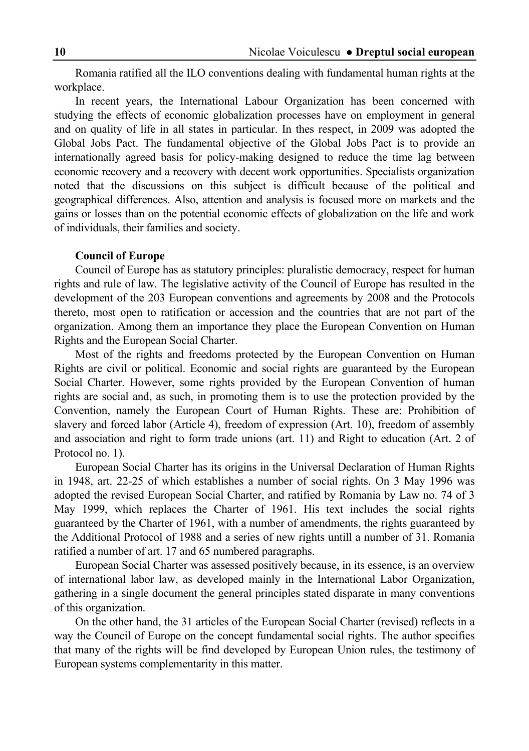Romania ratified all the ILO conventions dealing with fundamental human rights at the workplace.

In recent years, the International Labour Organization has been concerned with studying the effects of economic globalization processes have on employment in general and on quality of life in all states in particular. In thes respect, in 2009 was adopted the Global Jobs Pact. The fundamental objective of the Global Jobs Pact is to provide an internationally agreed basis for policy-making designed to reduce the time lag between economic recovery and a recovery with decent work opportunities. Specialists organization noted that the discussions on this subject is difficult because of the political and geographical differences. Also, attention and analysis is focused more on markets and the gains or losses than on the potential economic effects of globalization on the life and work of individuals, their families and society.

**Council of Europe**

Council of Europe has as statutory principles: pluralistic democracy, respect for human rights and rule of law. The legislative activity of the Council of Europe has resulted in the development of the 203 European conventions and agreements by 2008 and the Protocols thereto, most open to ratification or accession and the countries that are not part of the organization. Among them an importance they place the European Convention on Human Rights and the European Social Charter.

Most of the rights and freedoms protected by the European Convention on Human Rights are civil or political. Economic and social rights are guaranteed by the European Social Charter. However, some rights provided by the European Convention of human rights are social and, as such, in promoting them is to use the protection provided by the Convention, namely the European Court of Human Rights. These are: Prohibition of slavery and forced labor (Article 4), freedom of expression (Art. 10), freedom of assembly and association and right to form trade unions (art. 11) and Right to education (Art. 2 of Protocol no. 1).

European Social Charter has its origins in the Universal Declaration of Human Rights in 1948, art. 22-25 of which establishes a number of social rights. On 3 May 1996 was adopted the revised European Social Charter, and ratified by Romania by Law no. 74 of 3 May 1999, which replaces the Charter of 1961. His text includes the social rights guaranteed by the Charter of 1961, with a number of amendments, the rights guaranteed by the Additional Protocol of 1988 and a series of new rights untill a number of 31. Romania ratified a number of art. 17 and 65 numbered paragraphs.

European Social Charter was assessed positively because, in its essence, is an overview of international labor law, as developed mainly in the International Labor Organization, gathering in a single document the general principles stated disparate in many conventions of this organization.

On the other hand, the 31 articles of the European Social Charter (revised) reflects in a way the Council of Europe on the concept fundamental social rights. The author specifies that many of the rights will be find developed by European Union rules, the testimony of European systems complementarity in this matter.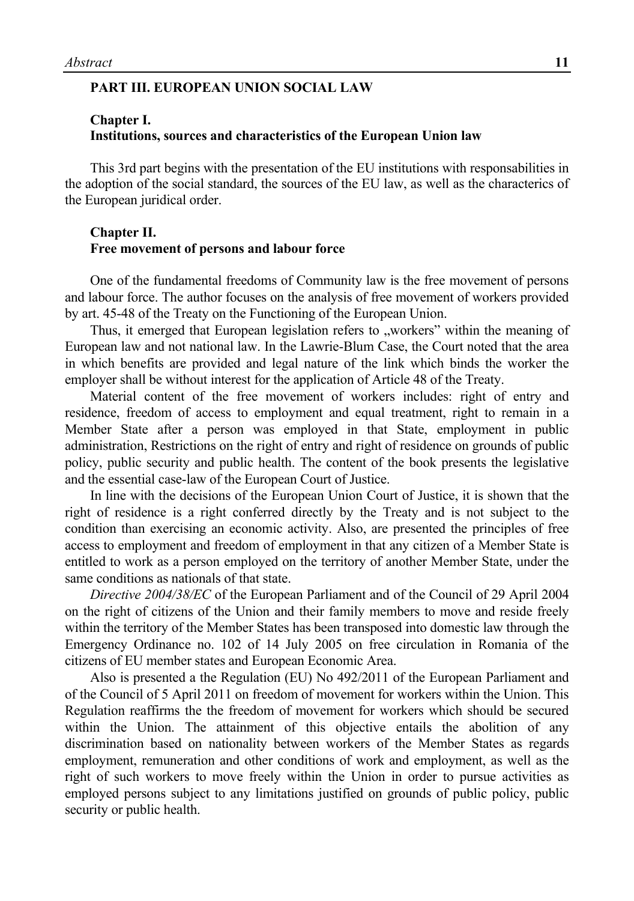## PART III. EUROPEAN UNION SOCIAL LAW

### Chapter I.
### Institutions, sources and characteristics of the European Union law

This 3rd part begins with the presentation of the EU institutions with responsabilities in the adoption of the social standard, the sources of the EU law, as well as the characterics of the European juridical order.

### Chapter II.
### Free movement of persons and labour force

One of the fundamental freedoms of Community law is the free movement of persons and labour force. The author focuses on the analysis of free movement of workers provided by art. 45-48 of the Treaty on the Functioning of the European Union.

Thus, it emerged that European legislation refers to „workers" within the meaning of European law and not national law. In the Lawrie-Blum Case, the Court noted that the area in which benefits are provided and legal nature of the link which binds the worker the employer shall be without interest for the application of Article 48 of the Treaty.

Material content of the free movement of workers includes: right of entry and residence, freedom of access to employment and equal treatment, right to remain in a Member State after a person was employed in that State, employment in public administration, Restrictions on the right of entry and right of residence on grounds of public policy, public security and public health. The content of the book presents the legislative and the essential case-law of the European Court of Justice.

In line with the decisions of the European Union Court of Justice, it is shown that the right of residence is a right conferred directly by the Treaty and is not subject to the condition than exercising an economic activity. Also, are presented the principles of free access to employment and freedom of employment in that any citizen of a Member State is entitled to work as a person employed on the territory of another Member State, under the same conditions as nationals of that state.

*Directive 2004/38/EC* of the European Parliament and of the Council of 29 April 2004 on the right of citizens of the Union and their family members to move and reside freely within the territory of the Member States has been transposed into domestic law through the Emergency Ordinance no. 102 of 14 July 2005 on free circulation in Romania of the citizens of EU member states and European Economic Area.

Also is presented a the Regulation (EU) No 492/2011 of the European Parliament and of the Council of 5 April 2011 on freedom of movement for workers within the Union. This Regulation reaffirms the the freedom of movement for workers which should be secured within the Union. The attainment of this objective entails the abolition of any discrimination based on nationality between workers of the Member States as regards employment, remuneration and other conditions of work and employment, as well as the right of such workers to move freely within the Union in order to pursue activities as employed persons subject to any limitations justified on grounds of public policy, public security or public health.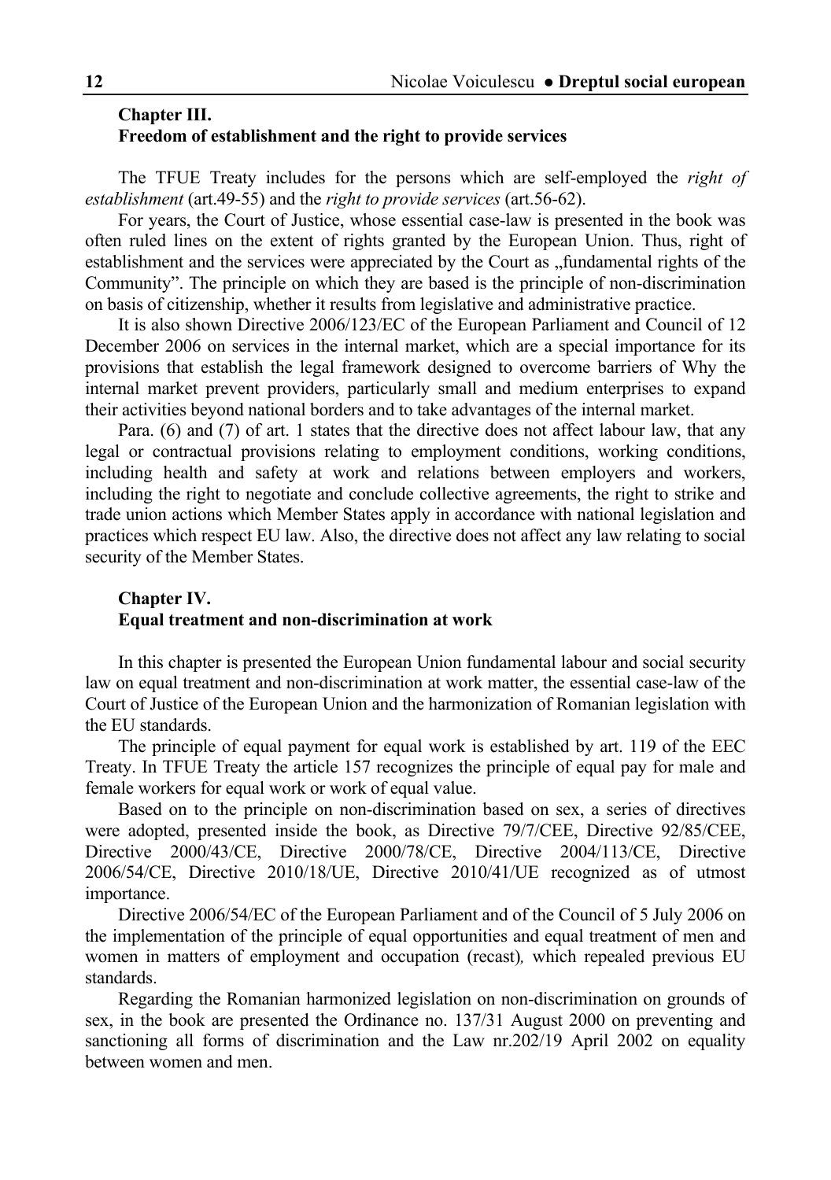## Chapter III.
## Freedom of establishment and the right to provide services

The TFUE Treaty includes for the persons which are self-employed the *right of establishment* (art.49-55) and the *right to provide services* (art.56-62).

For years, the Court of Justice, whose essential case-law is presented in the book was often ruled lines on the extent of rights granted by the European Union. Thus, right of establishment and the services were appreciated by the Court as „fundamental rights of the Community". The principle on which they are based is the principle of non-discrimination on basis of citizenship, whether it results from legislative and administrative practice.

It is also shown Directive 2006/123/EC of the European Parliament and Council of 12 December 2006 on services in the internal market, which are a special importance for its provisions that establish the legal framework designed to overcome barriers of Why the internal market prevent providers, particularly small and medium enterprises to expand their activities beyond national borders and to take advantages of the internal market.

Para. (6) and (7) of art. 1 states that the directive does not affect labour law, that any legal or contractual provisions relating to employment conditions, working conditions, including health and safety at work and relations between employers and workers, including the right to negotiate and conclude collective agreements, the right to strike and trade union actions which Member States apply in accordance with national legislation and practices which respect EU law. Also, the directive does not affect any law relating to social security of the Member States.

## Chapter IV.
## Equal treatment and non-discrimination at work

In this chapter is presented the European Union fundamental labour and social security law on equal treatment and non-discrimination at work matter, the essential case-law of the Court of Justice of the European Union and the harmonization of Romanian legislation with the EU standards.

The principle of equal payment for equal work is established by art. 119 of the EEC Treaty. In TFUE Treaty the article 157 recognizes the principle of equal pay for male and female workers for equal work or work of equal value.

Based on to the principle on non-discrimination based on sex, a series of directives were adopted, presented inside the book, as Directive 79/7/CEE, Directive 92/85/CEE, Directive 2000/43/CE, Directive 2000/78/CE, Directive 2004/113/CE, Directive 2006/54/CE, Directive 2010/18/UE, Directive 2010/41/UE recognized as of utmost importance.

Directive 2006/54/EC of the European Parliament and of the Council of 5 July 2006 on the implementation of the principle of equal opportunities and equal treatment of men and women in matters of employment and occupation (recast)*,* which repealed previous EU standards.

Regarding the Romanian harmonized legislation on non-discrimination on grounds of sex, in the book are presented the Ordinance no. 137/31 August 2000 on preventing and sanctioning all forms of discrimination and the Law nr.202/19 April 2002 on equality between women and men.